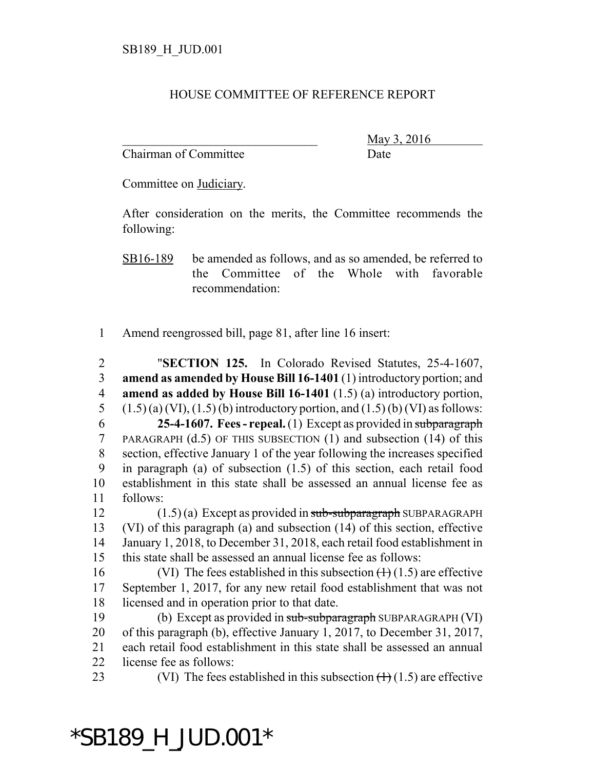SB189_H_JUD.001

# HOUSE COMMITTEE OF REFERENCE REPORT

________________________________ May 3, 2016
Chairman of Committee Date

Committee on Judiciary.

After consideration on the merits, the Committee recommends the following:

SB16-189 be amended as follows, and as so amended, be referred to the Committee of the Whole with favorable recommendation:

1 Amend reengrossed bill, page 81, after line 16 insert:

2 "**SECTION 125.** In Colorado Revised Statutes, 25-4-1607,
3 **amend as amended by House Bill 16-1401** (1) introductory portion; and
4 **amend as added by House Bill 16-1401** (1.5) (a) introductory portion,
5 (1.5) (a) (VI), (1.5) (b) introductory portion, and (1.5) (b) (VI) as follows:

6 **25-4-1607. Fees - repeal.** (1) Except as provided in ~~subparagraph~~
7 PARAGRAPH (d.5) OF THIS SUBSECTION (1) and subsection (14) of this
8 section, effective January 1 of the year following the increases specified
9 in paragraph (a) of subsection (1.5) of this section, each retail food
10 establishment in this state shall be assessed an annual license fee as
11 follows:

12 (1.5) (a) Except as provided in ~~sub-subparagraph~~ SUBPARAGRAPH
13 (VI) of this paragraph (a) and subsection (14) of this section, effective
14 January 1, 2018, to December 31, 2018, each retail food establishment in
15 this state shall be assessed an annual license fee as follows:

16 (VI) The fees established in this subsection ~~(1)~~ (1.5) are effective
17 September 1, 2017, for any new retail food establishment that was not
18 licensed and in operation prior to that date.

19 (b) Except as provided in ~~sub-subparagraph~~ SUBPARAGRAPH (VI)
20 of this paragraph (b), effective January 1, 2017, to December 31, 2017,
21 each retail food establishment in this state shall be assessed an annual
22 license fee as follows:

23 (VI) The fees established in this subsection ~~(1)~~ (1.5) are effective

*SB189_H_JUD.001*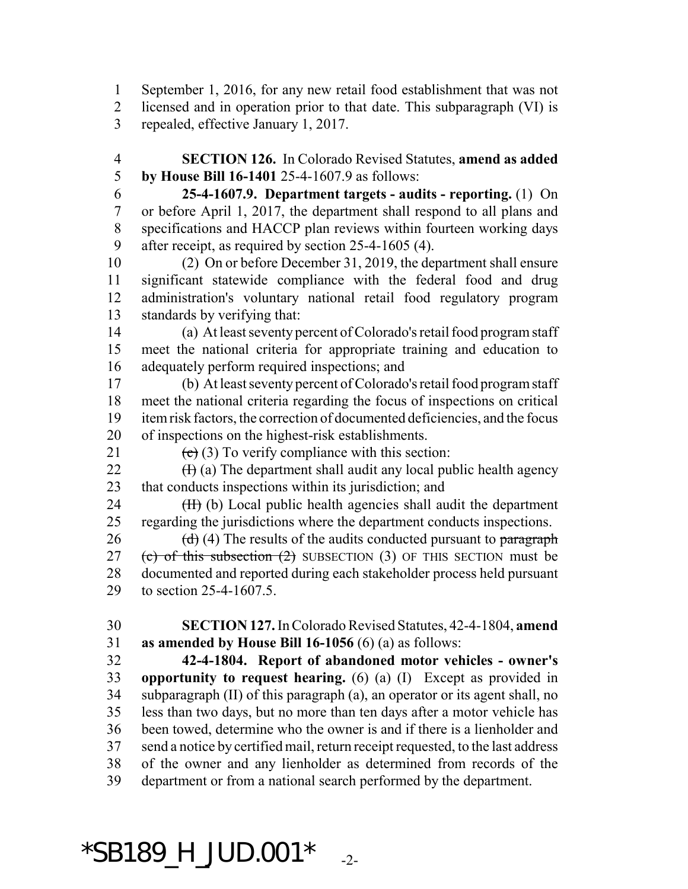September 1, 2016, for any new retail food establishment that was not licensed and in operation prior to that date. This subparagraph (VI) is repealed, effective January 1, 2017.

**SECTION 126.** In Colorado Revised Statutes, **amend as added by House Bill 16-1401** 25-4-1607.9 as follows:

**25-4-1607.9. Department targets - audits - reporting.** (1) On or before April 1, 2017, the department shall respond to all plans and specifications and HACCP plan reviews within fourteen working days after receipt, as required by section 25-4-1605 (4).

(2) On or before December 31, 2019, the department shall ensure significant statewide compliance with the federal food and drug administration's voluntary national retail food regulatory program standards by verifying that:

(a) At least seventy percent of Colorado's retail food program staff meet the national criteria for appropriate training and education to adequately perform required inspections; and

(b) At least seventy percent of Colorado's retail food program staff meet the national criteria regarding the focus of inspections on critical item risk factors, the correction of documented deficiencies, and the focus of inspections on the highest-risk establishments.

~~(c)~~ (3) To verify compliance with this section:

~~(I)~~ (a) The department shall audit any local public health agency that conducts inspections within its jurisdiction; and

~~(II)~~ (b) Local public health agencies shall audit the department regarding the jurisdictions where the department conducts inspections.

~~(d)~~ (4) The results of the audits conducted pursuant to ~~paragraph (c) of this subsection (2)~~ SUBSECTION (3) OF THIS SECTION must be documented and reported during each stakeholder process held pursuant to section 25-4-1607.5.

**SECTION 127.** In Colorado Revised Statutes, 42-4-1804, **amend as amended by House Bill 16-1056** (6) (a) as follows:

**42-4-1804. Report of abandoned motor vehicles - owner's opportunity to request hearing.** (6) (a) (I) Except as provided in subparagraph (II) of this paragraph (a), an operator or its agent shall, no less than two days, but no more than ten days after a motor vehicle has been towed, determine who the owner is and if there is a lienholder and send a notice by certified mail, return receipt requested, to the last address of the owner and any lienholder as determined from records of the department or from a national search performed by the department.

*SB189_H_JUD.001*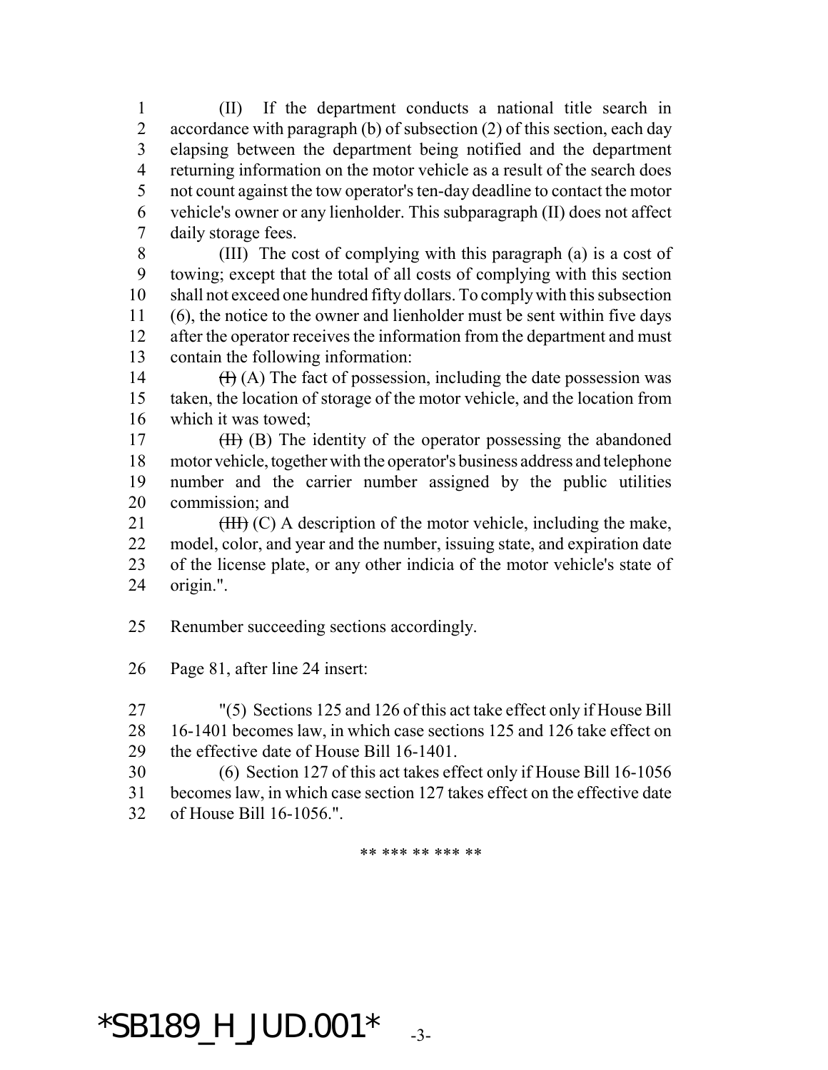(II) If the department conducts a national title search in accordance with paragraph (b) of subsection (2) of this section, each day elapsing between the department being notified and the department returning information on the motor vehicle as a result of the search does not count against the tow operator's ten-day deadline to contact the motor vehicle's owner or any lienholder. This subparagraph (II) does not affect daily storage fees.

(III) The cost of complying with this paragraph (a) is a cost of towing; except that the total of all costs of complying with this section shall not exceed one hundred fifty dollars. To comply with this subsection (6), the notice to the owner and lienholder must be sent within five days after the operator receives the information from the department and must contain the following information:

~~(I)~~ (A) The fact of possession, including the date possession was taken, the location of storage of the motor vehicle, and the location from which it was towed;

~~(II)~~ (B) The identity of the operator possessing the abandoned motor vehicle, together with the operator's business address and telephone number and the carrier number assigned by the public utilities commission; and

~~(III)~~ (C) A description of the motor vehicle, including the make, model, color, and year and the number, issuing state, and expiration date of the license plate, or any other indicia of the motor vehicle's state of origin.".

Renumber succeeding sections accordingly.

Page 81, after line 24 insert:

"(5) Sections 125 and 126 of this act take effect only if House Bill 16-1401 becomes law, in which case sections 125 and 126 take effect on the effective date of House Bill 16-1401.

(6) Section 127 of this act takes effect only if House Bill 16-1056 becomes law, in which case section 127 takes effect on the effective date of House Bill 16-1056.".

** *** ** *** **

*SB189_H_JUD.001*